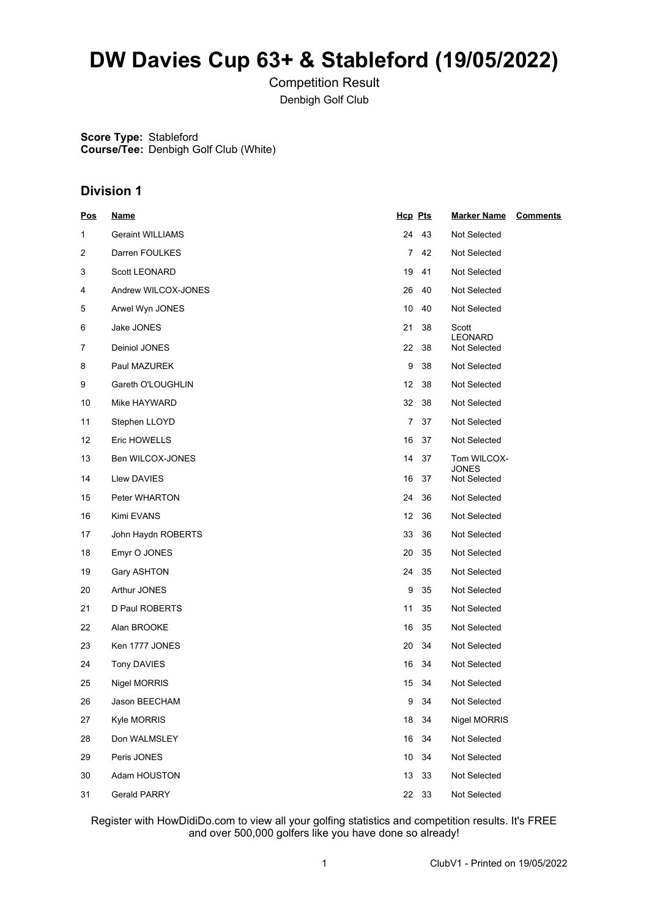# DW Davies Cup 63+ & Stableford (19/05/2022)

Competition Result

Denbigh Golf Club

**Score Type:** Stableford
**Course/Tee:** Denbigh Golf Club (White)

## Division 1

| Pos | Name | Hcp | Pts | Marker Name | Comments |
|---|---|---|---|---|---|
| 1 | Geraint WILLIAMS | 24 | 43 | Not Selected | |
| 2 | Darren FOULKES | 7 | 42 | Not Selected | |
| 3 | Scott LEONARD | 19 | 41 | Not Selected | |
| 4 | Andrew WILCOX-JONES | 26 | 40 | Not Selected | |
| 5 | Arwel Wyn JONES | 10 | 40 | Not Selected | |
| 6 | Jake JONES | 21 | 38 | Scott LEONARD | |
| 7 | Deiniol JONES | 22 | 38 | Not Selected | |
| 8 | Paul MAZUREK | 9 | 38 | Not Selected | |
| 9 | Gareth O'LOUGHLIN | 12 | 38 | Not Selected | |
| 10 | Mike HAYWARD | 32 | 38 | Not Selected | |
| 11 | Stephen LLOYD | 7 | 37 | Not Selected | |
| 12 | Eric HOWELLS | 16 | 37 | Not Selected | |
| 13 | Ben WILCOX-JONES | 14 | 37 | Tom WILCOX-JONES | |
| 14 | Llew DAVIES | 16 | 37 | Not Selected | |
| 15 | Peter WHARTON | 24 | 36 | Not Selected | |
| 16 | Kimi EVANS | 12 | 36 | Not Selected | |
| 17 | John Haydn ROBERTS | 33 | 36 | Not Selected | |
| 18 | Emyr O JONES | 20 | 35 | Not Selected | |
| 19 | Gary ASHTON | 24 | 35 | Not Selected | |
| 20 | Arthur JONES | 9 | 35 | Not Selected | |
| 21 | D Paul ROBERTS | 11 | 35 | Not Selected | |
| 22 | Alan BROOKE | 16 | 35 | Not Selected | |
| 23 | Ken 1777 JONES | 20 | 34 | Not Selected | |
| 24 | Tony DAVIES | 16 | 34 | Not Selected | |
| 25 | Nigel MORRIS | 15 | 34 | Not Selected | |
| 26 | Jason BEECHAM | 9 | 34 | Not Selected | |
| 27 | Kyle MORRIS | 18 | 34 | Nigel MORRIS | |
| 28 | Don WALMSLEY | 16 | 34 | Not Selected | |
| 29 | Peris JONES | 10 | 34 | Not Selected | |
| 30 | Adam HOUSTON | 13 | 33 | Not Selected | |
| 31 | Gerald PARRY | 22 | 33 | Not Selected | |

Register with HowDidiDo.com to view all your golfing statistics and competition results. It's FREE and over 500,000 golfers like you have done so already!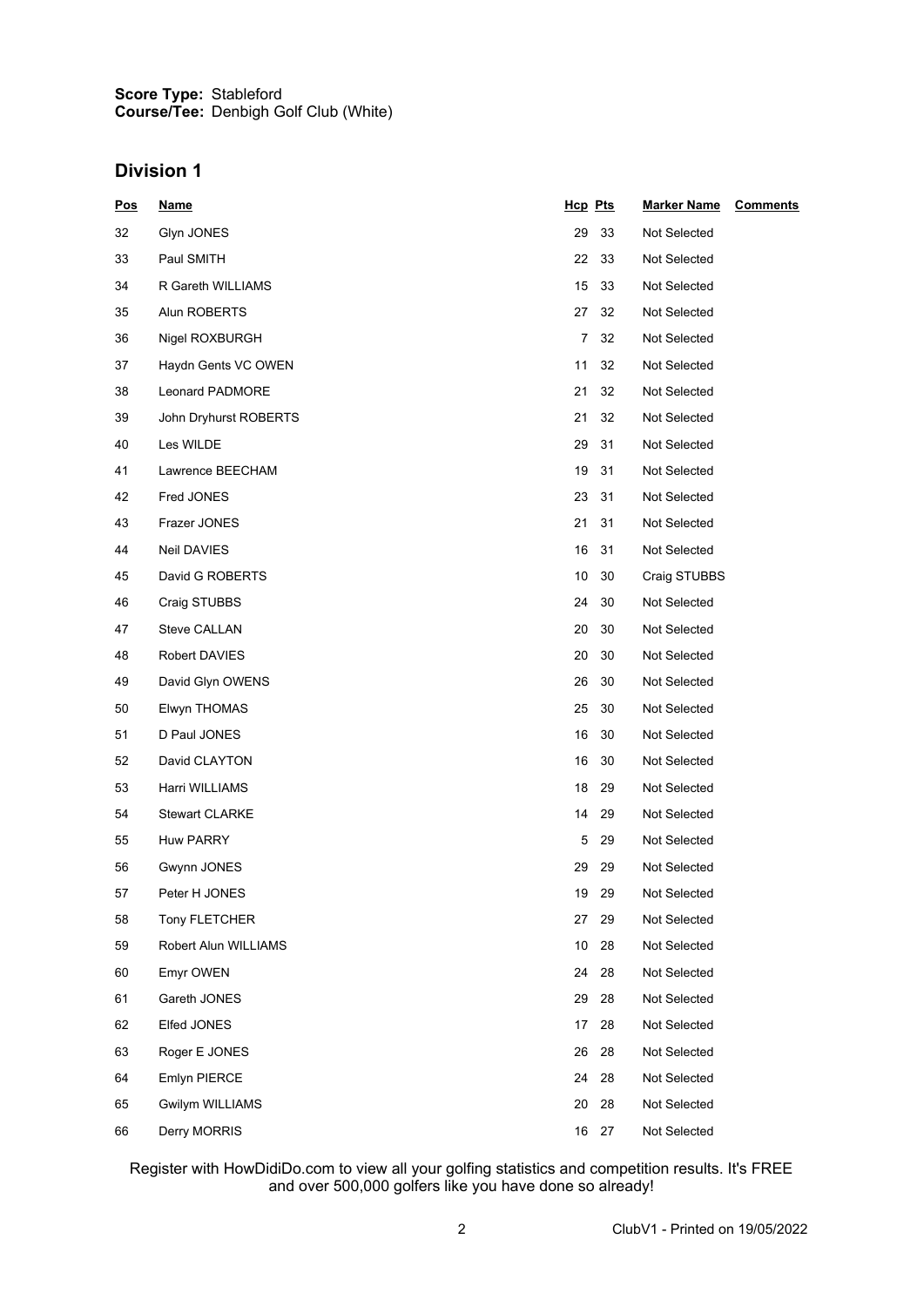**Score Type:** Stableford
**Course/Tee:** Denbigh Golf Club (White)

## Division 1

| Pos | Name | Hcp | Pts | Marker Name | Comments |
|---|---|---|---|---|---|
| 32 | Glyn JONES | 29 | 33 | Not Selected | |
| 33 | Paul SMITH | 22 | 33 | Not Selected | |
| 34 | R Gareth WILLIAMS | 15 | 33 | Not Selected | |
| 35 | Alun ROBERTS | 27 | 32 | Not Selected | |
| 36 | Nigel ROXBURGH | 7 | 32 | Not Selected | |
| 37 | Haydn Gents VC OWEN | 11 | 32 | Not Selected | |
| 38 | Leonard PADMORE | 21 | 32 | Not Selected | |
| 39 | John Dryhurst ROBERTS | 21 | 32 | Not Selected | |
| 40 | Les WILDE | 29 | 31 | Not Selected | |
| 41 | Lawrence BEECHAM | 19 | 31 | Not Selected | |
| 42 | Fred JONES | 23 | 31 | Not Selected | |
| 43 | Frazer JONES | 21 | 31 | Not Selected | |
| 44 | Neil DAVIES | 16 | 31 | Not Selected | |
| 45 | David G ROBERTS | 10 | 30 | Craig STUBBS | |
| 46 | Craig STUBBS | 24 | 30 | Not Selected | |
| 47 | Steve CALLAN | 20 | 30 | Not Selected | |
| 48 | Robert DAVIES | 20 | 30 | Not Selected | |
| 49 | David Glyn OWENS | 26 | 30 | Not Selected | |
| 50 | Elwyn THOMAS | 25 | 30 | Not Selected | |
| 51 | D Paul JONES | 16 | 30 | Not Selected | |
| 52 | David CLAYTON | 16 | 30 | Not Selected | |
| 53 | Harri WILLIAMS | 18 | 29 | Not Selected | |
| 54 | Stewart CLARKE | 14 | 29 | Not Selected | |
| 55 | Huw PARRY | 5 | 29 | Not Selected | |
| 56 | Gwynn JONES | 29 | 29 | Not Selected | |
| 57 | Peter H JONES | 19 | 29 | Not Selected | |
| 58 | Tony FLETCHER | 27 | 29 | Not Selected | |
| 59 | Robert Alun WILLIAMS | 10 | 28 | Not Selected | |
| 60 | Emyr OWEN | 24 | 28 | Not Selected | |
| 61 | Gareth JONES | 29 | 28 | Not Selected | |
| 62 | Elfed JONES | 17 | 28 | Not Selected | |
| 63 | Roger E JONES | 26 | 28 | Not Selected | |
| 64 | Emlyn PIERCE | 24 | 28 | Not Selected | |
| 65 | Gwilym WILLIAMS | 20 | 28 | Not Selected | |
| 66 | Derry MORRIS | 16 | 27 | Not Selected | |

Register with HowDidiDo.com to view all your golfing statistics and competition results. It's FREE and over 500,000 golfers like you have done so already!

ClubV1 - Printed on 19/05/2022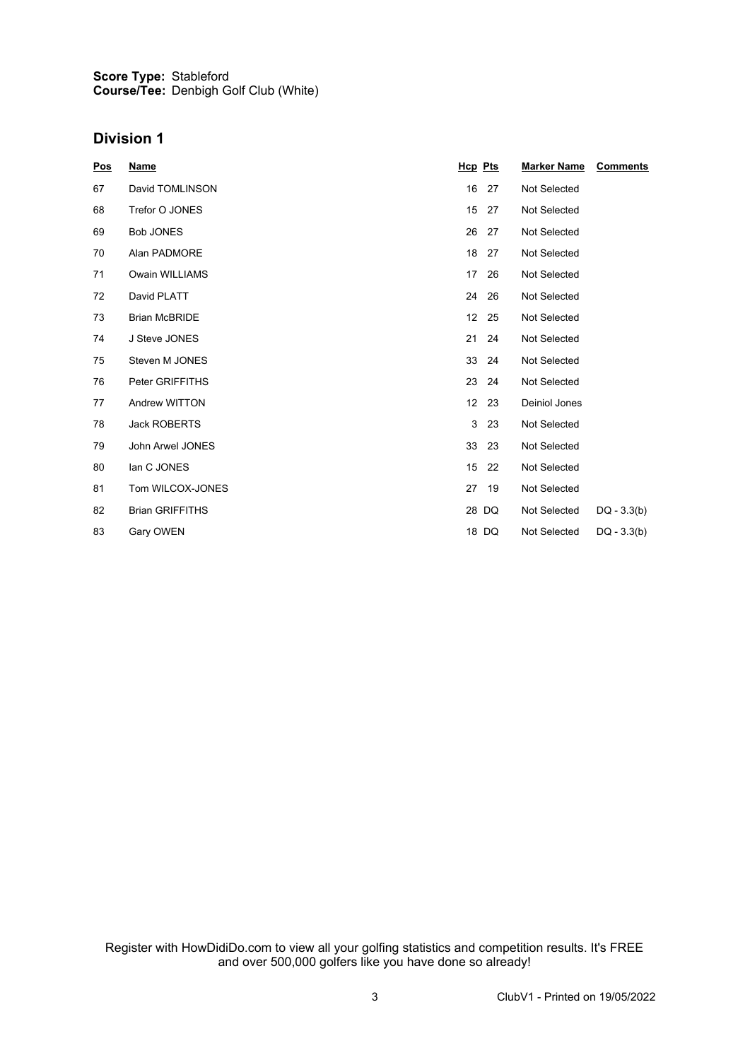**Score Type:** Stableford
**Course/Tee:** Denbigh Golf Club (White)

## Division 1

| Pos | Name | Hcp | Pts | Marker Name | Comments |
|---|---|---|---|---|---|
| 67 | David TOMLINSON | 16 | 27 | Not Selected | |
| 68 | Trefor O JONES | 15 | 27 | Not Selected | |
| 69 | Bob JONES | 26 | 27 | Not Selected | |
| 70 | Alan PADMORE | 18 | 27 | Not Selected | |
| 71 | Owain WILLIAMS | 17 | 26 | Not Selected | |
| 72 | David PLATT | 24 | 26 | Not Selected | |
| 73 | Brian McBRIDE | 12 | 25 | Not Selected | |
| 74 | J Steve JONES | 21 | 24 | Not Selected | |
| 75 | Steven M JONES | 33 | 24 | Not Selected | |
| 76 | Peter GRIFFITHS | 23 | 24 | Not Selected | |
| 77 | Andrew WITTON | 12 | 23 | Deiniol Jones | |
| 78 | Jack ROBERTS | 3 | 23 | Not Selected | |
| 79 | John Arwel JONES | 33 | 23 | Not Selected | |
| 80 | Ian C JONES | 15 | 22 | Not Selected | |
| 81 | Tom WILCOX-JONES | 27 | 19 | Not Selected | |
| 82 | Brian GRIFFITHS | 28 | DQ | Not Selected | DQ - 3.3(b) |
| 83 | Gary OWEN | 18 | DQ | Not Selected | DQ - 3.3(b) |

Register with HowDidiDo.com to view all your golfing statistics and competition results. It's FREE and over 500,000 golfers like you have done so already!

ClubV1 - Printed on 19/05/2022